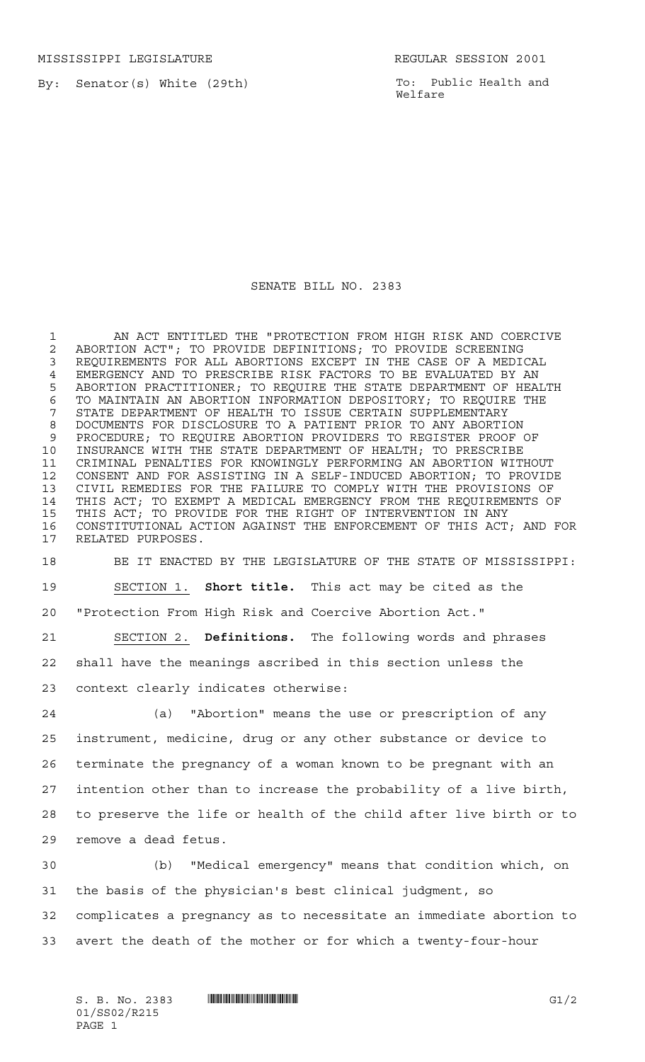MISSISSIPPI LEGISLATURE REGULAR SESSION 2001

By: Senator(s) White (29th)

To: Public Health and Welfare

# SENATE BILL NO. 2383

AN ACT ENTITLED THE "PROTECTION FROM HIGH RISK AND COERCIVE ABORTION ACT"; TO PROVIDE DEFINITIONS; TO PROVIDE SCREENING REQUIREMENTS FOR ALL ABORTIONS EXCEPT IN THE CASE OF A MEDICAL EMERGENCY AND TO PRESCRIBE RISK FACTORS TO BE EVALUATED BY AN ABORTION PRACTITIONER; TO REQUIRE THE STATE DEPARTMENT OF HEALTH TO MAINTAIN AN ABORTION INFORMATION DEPOSITORY; TO REQUIRE THE STATE DEPARTMENT OF HEALTH TO ISSUE CERTAIN SUPPLEMENTARY DOCUMENTS FOR DISCLOSURE TO A PATIENT PRIOR TO ANY ABORTION PROCEDURE; TO REQUIRE ABORTION PROVIDERS TO REGISTER PROOF OF INSURANCE WITH THE STATE DEPARTMENT OF HEALTH; TO PRESCRIBE CRIMINAL PENALTIES FOR KNOWINGLY PERFORMING AN ABORTION WITHOUT CONSENT AND FOR ASSISTING IN A SELF-INDUCED ABORTION; TO PROVIDE CIVIL REMEDIES FOR THE FAILURE TO COMPLY WITH THE PROVISIONS OF THIS ACT; TO EXEMPT A MEDICAL EMERGENCY FROM THE REQUIREMENTS OF THIS ACT; TO PROVIDE FOR THE RIGHT OF INTERVENTION IN ANY CONSTITUTIONAL ACTION AGAINST THE ENFORCEMENT OF THIS ACT; AND FOR RELATED PURPOSES.

BE IT ENACTED BY THE LEGISLATURE OF THE STATE OF MISSISSIPPI:

SECTION 1. **Short title.** This act may be cited as the "Protection From High Risk and Coercive Abortion Act."

SECTION 2. **Definitions.** The following words and phrases shall have the meanings ascribed in this section unless the context clearly indicates otherwise:

(a) "Abortion" means the use or prescription of any instrument, medicine, drug or any other substance or device to terminate the pregnancy of a woman known to be pregnant with an intention other than to increase the probability of a live birth, to preserve the life or health of the child after live birth or to remove a dead fetus.

(b) "Medical emergency" means that condition which, on the basis of the physician's best clinical judgment, so complicates a pregnancy as to necessitate an immediate abortion to avert the death of the mother or for which a twenty-four-hour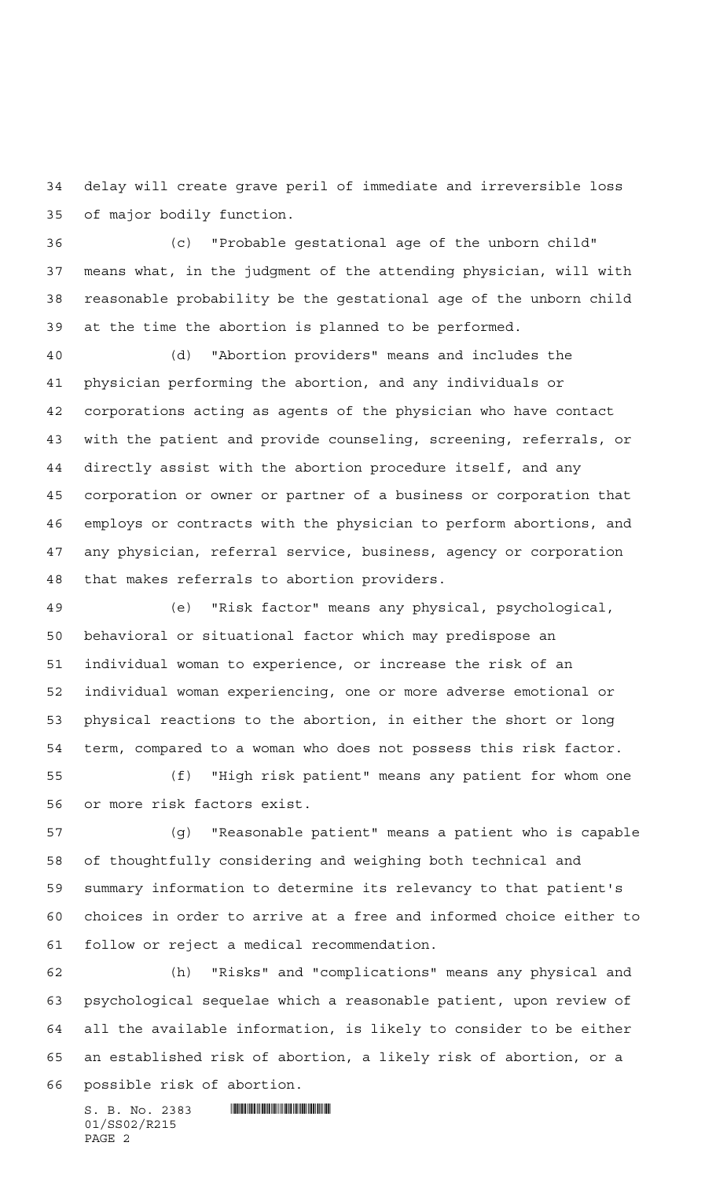delay will create grave peril of immediate and irreversible loss of major bodily function.

(c) "Probable gestational age of the unborn child" means what, in the judgment of the attending physician, will with reasonable probability be the gestational age of the unborn child at the time the abortion is planned to be performed.

(d) "Abortion providers" means and includes the physician performing the abortion, and any individuals or corporations acting as agents of the physician who have contact with the patient and provide counseling, screening, referrals, or directly assist with the abortion procedure itself, and any corporation or owner or partner of a business or corporation that employs or contracts with the physician to perform abortions, and any physician, referral service, business, agency or corporation that makes referrals to abortion providers.

(e) "Risk factor" means any physical, psychological, behavioral or situational factor which may predispose an individual woman to experience, or increase the risk of an individual woman experiencing, one or more adverse emotional or physical reactions to the abortion, in either the short or long term, compared to a woman who does not possess this risk factor.

(f) "High risk patient" means any patient for whom one or more risk factors exist.

(g) "Reasonable patient" means a patient who is capable of thoughtfully considering and weighing both technical and summary information to determine its relevancy to that patient's choices in order to arrive at a free and informed choice either to follow or reject a medical recommendation.

(h) "Risks" and "complications" means any physical and psychological sequelae which a reasonable patient, upon review of all the available information, is likely to consider to be either an established risk of abortion, a likely risk of abortion, or a possible risk of abortion.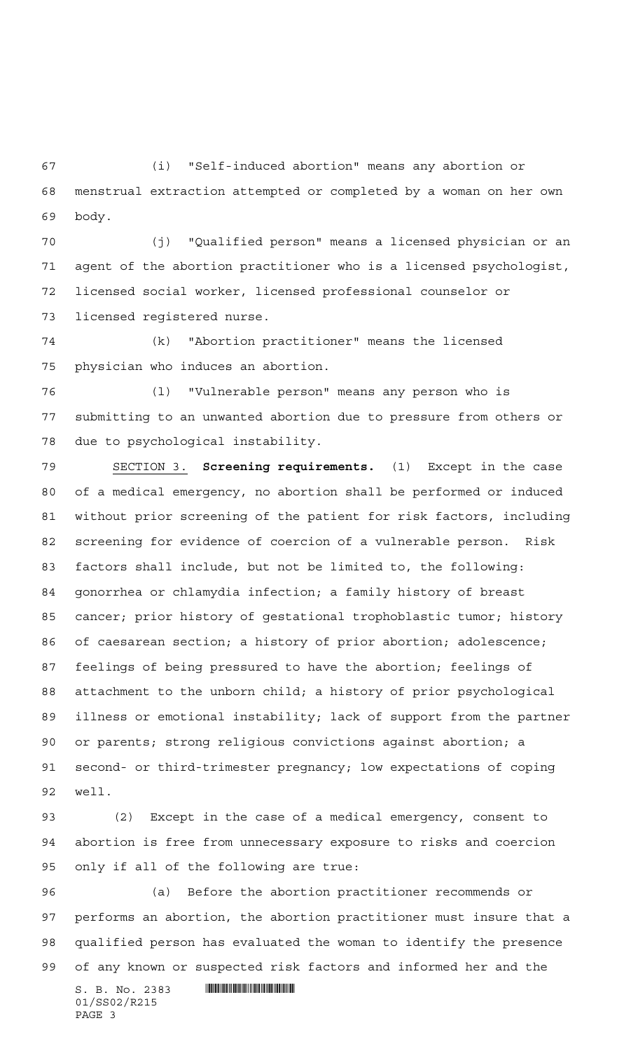(i) "Self-induced abortion" means any abortion or menstrual extraction attempted or completed by a woman on her own body.

(j) "Qualified person" means a licensed physician or an agent of the abortion practitioner who is a licensed psychologist, licensed social worker, licensed professional counselor or licensed registered nurse.

(k) "Abortion practitioner" means the licensed physician who induces an abortion.

(l) "Vulnerable person" means any person who is submitting to an unwanted abortion due to pressure from others or due to psychological instability.

SECTION 3. **Screening requirements.** (1) Except in the case of a medical emergency, no abortion shall be performed or induced without prior screening of the patient for risk factors, including screening for evidence of coercion of a vulnerable person. Risk factors shall include, but not be limited to, the following: gonorrhea or chlamydia infection; a family history of breast cancer; prior history of gestational trophoblastic tumor; history of caesarean section; a history of prior abortion; adolescence; feelings of being pressured to have the abortion; feelings of attachment to the unborn child; a history of prior psychological illness or emotional instability; lack of support from the partner or parents; strong religious convictions against abortion; a second- or third-trimester pregnancy; low expectations of coping well.

(2) Except in the case of a medical emergency, consent to abortion is free from unnecessary exposure to risks and coercion only if all of the following are true:

(a) Before the abortion practitioner recommends or performs an abortion, the abortion practitioner must insure that a qualified person has evaluated the woman to identify the presence of any known or suspected risk factors and informed her and the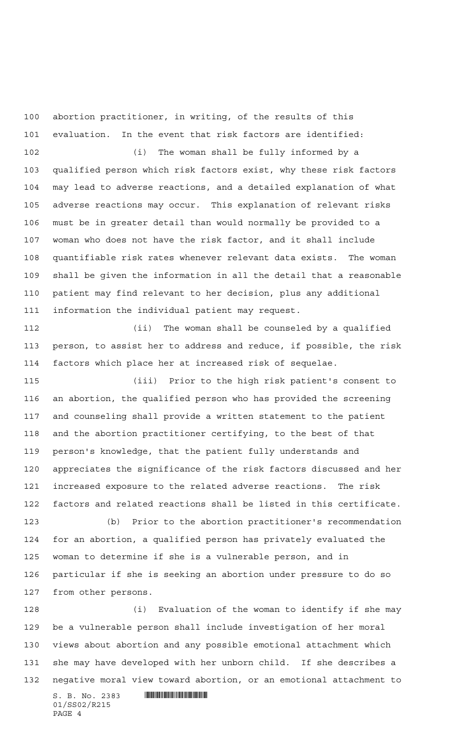abortion practitioner, in writing, of the results of this evaluation. In the event that risk factors are identified:

(i) The woman shall be fully informed by a qualified person which risk factors exist, why these risk factors may lead to adverse reactions, and a detailed explanation of what adverse reactions may occur. This explanation of relevant risks must be in greater detail than would normally be provided to a woman who does not have the risk factor, and it shall include quantifiable risk rates whenever relevant data exists. The woman shall be given the information in all the detail that a reasonable patient may find relevant to her decision, plus any additional information the individual patient may request.

(ii) The woman shall be counseled by a qualified person, to assist her to address and reduce, if possible, the risk factors which place her at increased risk of sequelae.

(iii) Prior to the high risk patient's consent to an abortion, the qualified person who has provided the screening and counseling shall provide a written statement to the patient and the abortion practitioner certifying, to the best of that person's knowledge, that the patient fully understands and appreciates the significance of the risk factors discussed and her increased exposure to the related adverse reactions. The risk factors and related reactions shall be listed in this certificate.

(b) Prior to the abortion practitioner's recommendation for an abortion, a qualified person has privately evaluated the woman to determine if she is a vulnerable person, and in particular if she is seeking an abortion under pressure to do so from other persons.

(i) Evaluation of the woman to identify if she may be a vulnerable person shall include investigation of her moral views about abortion and any possible emotional attachment which she may have developed with her unborn child. If she describes a negative moral view toward abortion, or an emotional attachment to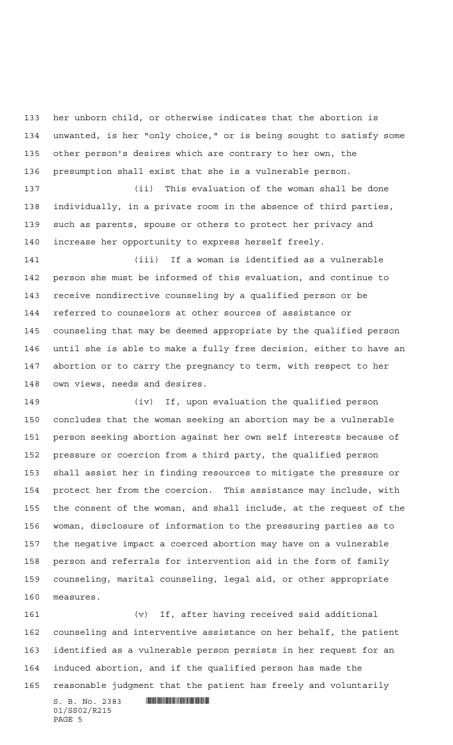her unborn child, or otherwise indicates that the abortion is unwanted, is her "only choice," or is being sought to satisfy some other person's desires which are contrary to her own, the presumption shall exist that she is a vulnerable person.

(ii) This evaluation of the woman shall be done individually, in a private room in the absence of third parties, such as parents, spouse or others to protect her privacy and increase her opportunity to express herself freely.

(iii) If a woman is identified as a vulnerable person she must be informed of this evaluation, and continue to receive nondirective counseling by a qualified person or be referred to counselors at other sources of assistance or counseling that may be deemed appropriate by the qualified person until she is able to make a fully free decision, either to have an abortion or to carry the pregnancy to term, with respect to her own views, needs and desires.

(iv) If, upon evaluation the qualified person concludes that the woman seeking an abortion may be a vulnerable person seeking abortion against her own self interests because of pressure or coercion from a third party, the qualified person shall assist her in finding resources to mitigate the pressure or protect her from the coercion. This assistance may include, with the consent of the woman, and shall include, at the request of the woman, disclosure of information to the pressuring parties as to the negative impact a coerced abortion may have on a vulnerable person and referrals for intervention aid in the form of family counseling, marital counseling, legal aid, or other appropriate measures.

(v) If, after having received said additional counseling and interventive assistance on her behalf, the patient identified as a vulnerable person persists in her request for an induced abortion, and if the qualified person has made the reasonable judgment that the patient has freely and voluntarily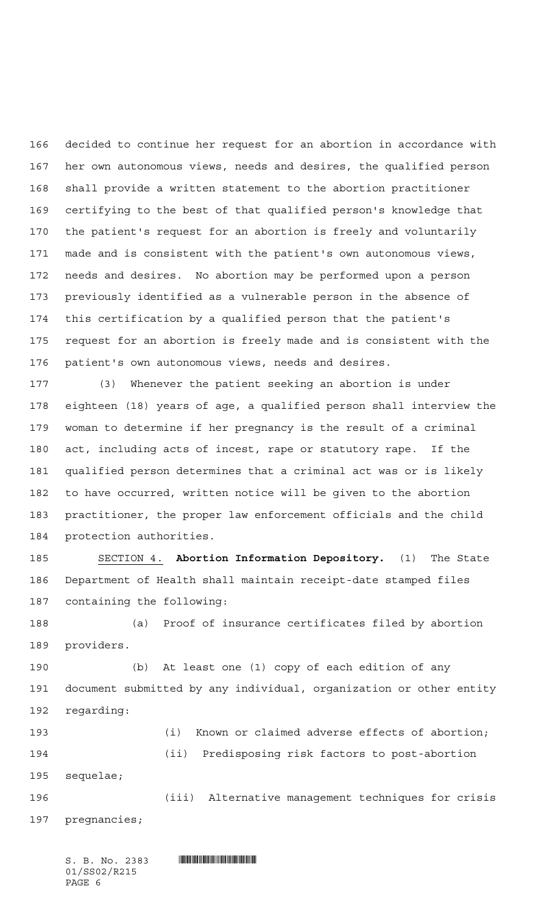decided to continue her request for an abortion in accordance with her own autonomous views, needs and desires, the qualified person shall provide a written statement to the abortion practitioner certifying to the best of that qualified person's knowledge that the patient's request for an abortion is freely and voluntarily made and is consistent with the patient's own autonomous views, needs and desires. No abortion may be performed upon a person previously identified as a vulnerable person in the absence of this certification by a qualified person that the patient's request for an abortion is freely made and is consistent with the patient's own autonomous views, needs and desires.

(3) Whenever the patient seeking an abortion is under eighteen (18) years of age, a qualified person shall interview the woman to determine if her pregnancy is the result of a criminal act, including acts of incest, rape or statutory rape. If the qualified person determines that a criminal act was or is likely to have occurred, written notice will be given to the abortion practitioner, the proper law enforcement officials and the child protection authorities.

SECTION 4. **Abortion Information Depository.** (1) The State Department of Health shall maintain receipt-date stamped files containing the following:

(a) Proof of insurance certificates filed by abortion providers.

(b) At least one (1) copy of each edition of any document submitted by any individual, organization or other entity regarding:

(i) Known or claimed adverse effects of abortion;

(ii) Predisposing risk factors to post-abortion sequelae;

(iii) Alternative management techniques for crisis pregnancies;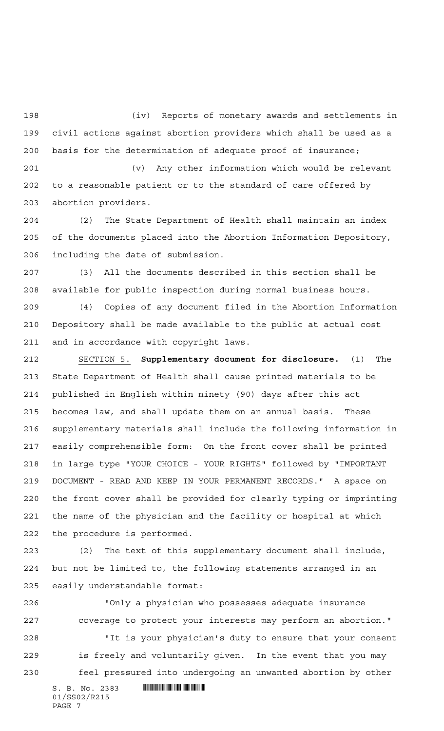(iv) Reports of monetary awards and settlements in civil actions against abortion providers which shall be used as a basis for the determination of adequate proof of insurance;

(v) Any other information which would be relevant to a reasonable patient or to the standard of care offered by abortion providers.

(2) The State Department of Health shall maintain an index of the documents placed into the Abortion Information Depository, including the date of submission.

(3) All the documents described in this section shall be available for public inspection during normal business hours.

(4) Copies of any document filed in the Abortion Information Depository shall be made available to the public at actual cost and in accordance with copyright laws.

SECTION 5. **Supplementary document for disclosure.** (1) The State Department of Health shall cause printed materials to be published in English within ninety (90) days after this act becomes law, and shall update them on an annual basis. These supplementary materials shall include the following information in easily comprehensible form: On the front cover shall be printed in large type "YOUR CHOICE - YOUR RIGHTS" followed by "IMPORTANT DOCUMENT - READ AND KEEP IN YOUR PERMANENT RECORDS." A space on the front cover shall be provided for clearly typing or imprinting the name of the physician and the facility or hospital at which the procedure is performed.

(2) The text of this supplementary document shall include, but not be limited to, the following statements arranged in an easily understandable format:

"Only a physician who possesses adequate insurance coverage to protect your interests may perform an abortion."

"It is your physician's duty to ensure that your consent is freely and voluntarily given. In the event that you may feel pressured into undergoing an unwanted abortion by other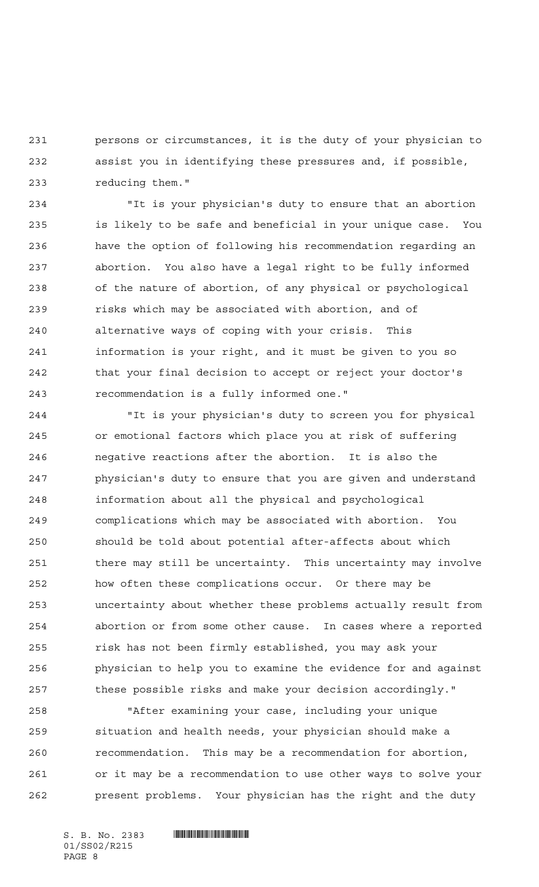persons or circumstances, it is the duty of your physician to assist you in identifying these pressures and, if possible, reducing them."

"It is your physician's duty to ensure that an abortion is likely to be safe and beneficial in your unique case. You have the option of following his recommendation regarding an abortion. You also have a legal right to be fully informed of the nature of abortion, of any physical or psychological risks which may be associated with abortion, and of alternative ways of coping with your crisis. This information is your right, and it must be given to you so that your final decision to accept or reject your doctor's recommendation is a fully informed one."

"It is your physician's duty to screen you for physical or emotional factors which place you at risk of suffering negative reactions after the abortion. It is also the physician's duty to ensure that you are given and understand information about all the physical and psychological complications which may be associated with abortion. You should be told about potential after-affects about which there may still be uncertainty. This uncertainty may involve how often these complications occur. Or there may be uncertainty about whether these problems actually result from abortion or from some other cause. In cases where a reported risk has not been firmly established, you may ask your physician to help you to examine the evidence for and against these possible risks and make your decision accordingly."

"After examining your case, including your unique situation and health needs, your physician should make a recommendation. This may be a recommendation for abortion, or it may be a recommendation to use other ways to solve your present problems. Your physician has the right and the duty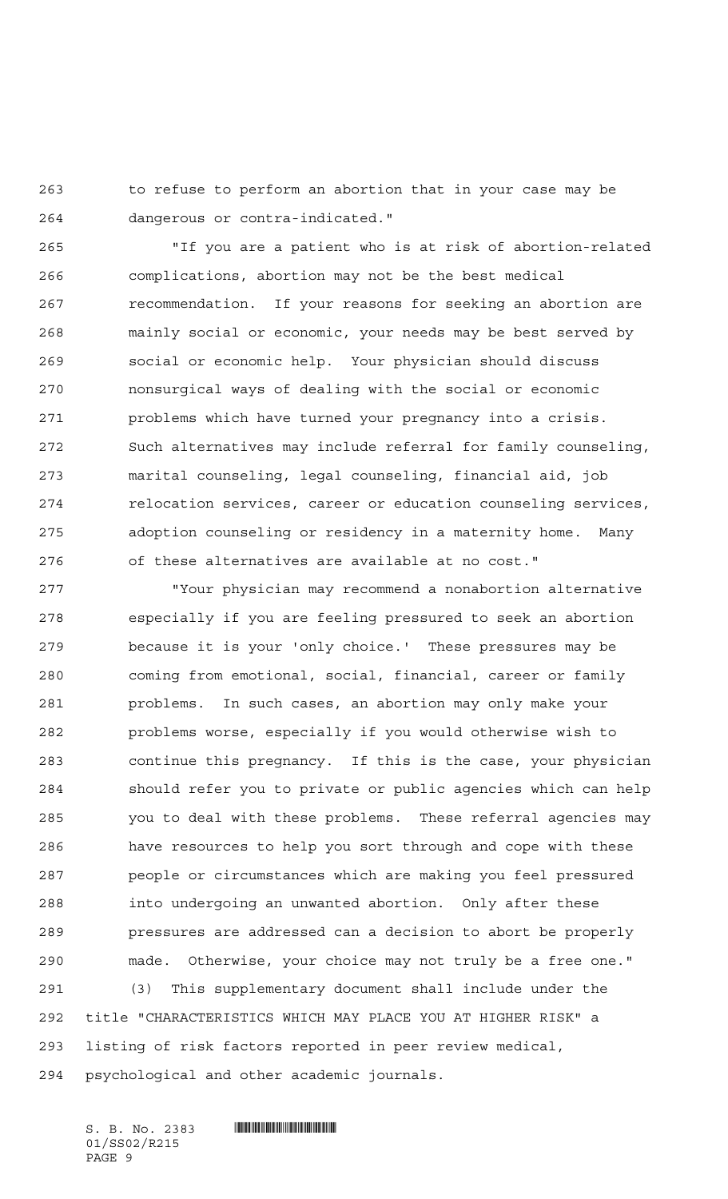to refuse to perform an abortion that in your case may be dangerous or contra-indicated."

"If you are a patient who is at risk of abortion-related complications, abortion may not be the best medical recommendation. If your reasons for seeking an abortion are mainly social or economic, your needs may be best served by social or economic help. Your physician should discuss nonsurgical ways of dealing with the social or economic problems which have turned your pregnancy into a crisis. Such alternatives may include referral for family counseling, marital counseling, legal counseling, financial aid, job relocation services, career or education counseling services, adoption counseling or residency in a maternity home. Many of these alternatives are available at no cost."

"Your physician may recommend a nonabortion alternative especially if you are feeling pressured to seek an abortion because it is your 'only choice.' These pressures may be coming from emotional, social, financial, career or family problems. In such cases, an abortion may only make your problems worse, especially if you would otherwise wish to continue this pregnancy. If this is the case, your physician should refer you to private or public agencies which can help you to deal with these problems. These referral agencies may have resources to help you sort through and cope with these people or circumstances which are making you feel pressured into undergoing an unwanted abortion. Only after these pressures are addressed can a decision to abort be properly made. Otherwise, your choice may not truly be a free one."

(3) This supplementary document shall include under the title "CHARACTERISTICS WHICH MAY PLACE YOU AT HIGHER RISK" a listing of risk factors reported in peer review medical, psychological and other academic journals.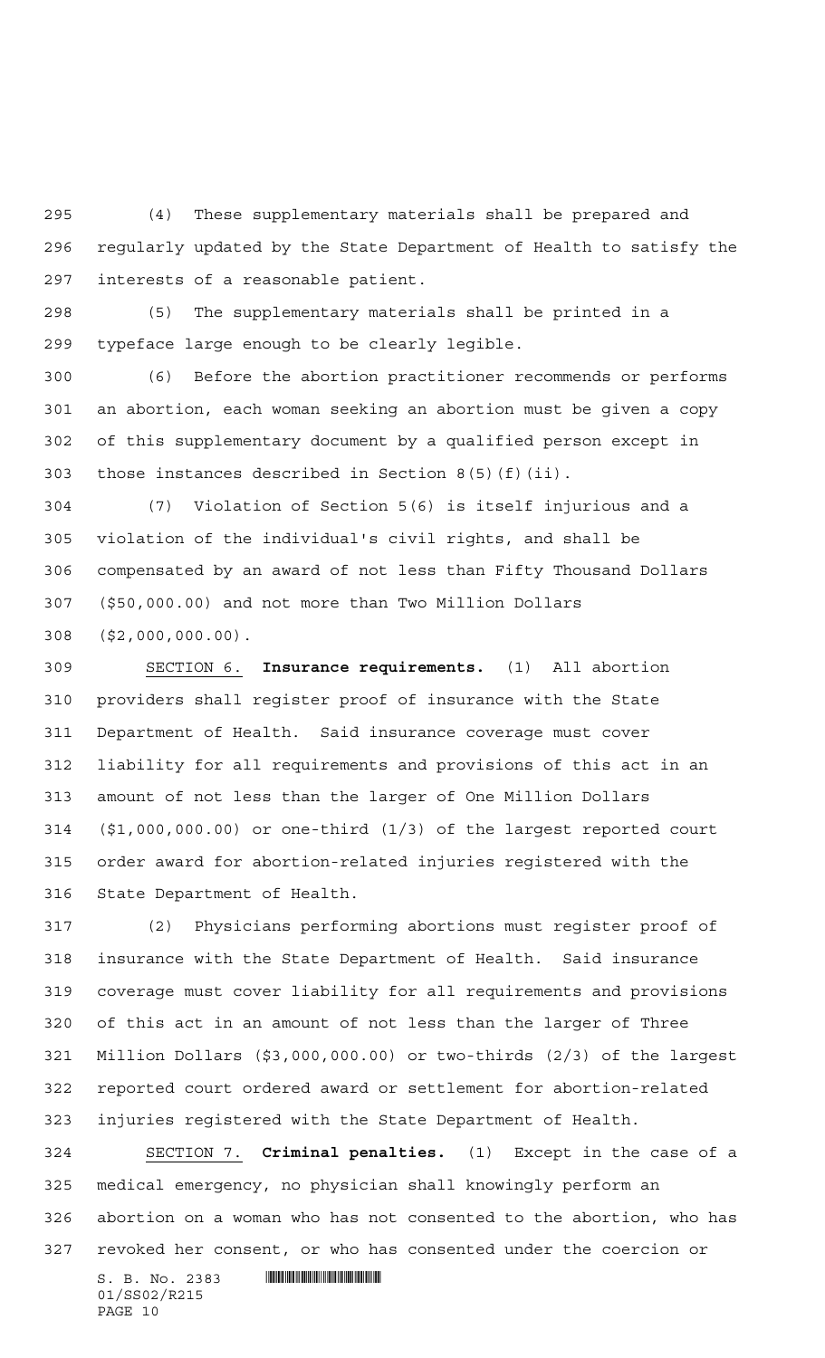(4) These supplementary materials shall be prepared and regularly updated by the State Department of Health to satisfy the interests of a reasonable patient.

(5) The supplementary materials shall be printed in a typeface large enough to be clearly legible.

(6) Before the abortion practitioner recommends or performs an abortion, each woman seeking an abortion must be given a copy of this supplementary document by a qualified person except in those instances described in Section 8(5)(f)(ii).

(7) Violation of Section 5(6) is itself injurious and a violation of the individual's civil rights, and shall be compensated by an award of not less than Fifty Thousand Dollars ($50,000.00) and not more than Two Million Dollars ($2,000,000.00).

SECTION 6. **Insurance requirements.** (1) All abortion providers shall register proof of insurance with the State Department of Health. Said insurance coverage must cover liability for all requirements and provisions of this act in an amount of not less than the larger of One Million Dollars ($1,000,000.00) or one-third (1/3) of the largest reported court order award for abortion-related injuries registered with the State Department of Health.

(2) Physicians performing abortions must register proof of insurance with the State Department of Health. Said insurance coverage must cover liability for all requirements and provisions of this act in an amount of not less than the larger of Three Million Dollars ($3,000,000.00) or two-thirds (2/3) of the largest reported court ordered award or settlement for abortion-related injuries registered with the State Department of Health.

SECTION 7. **Criminal penalties.** (1) Except in the case of a medical emergency, no physician shall knowingly perform an abortion on a woman who has not consented to the abortion, who has revoked her consent, or who has consented under the coercion or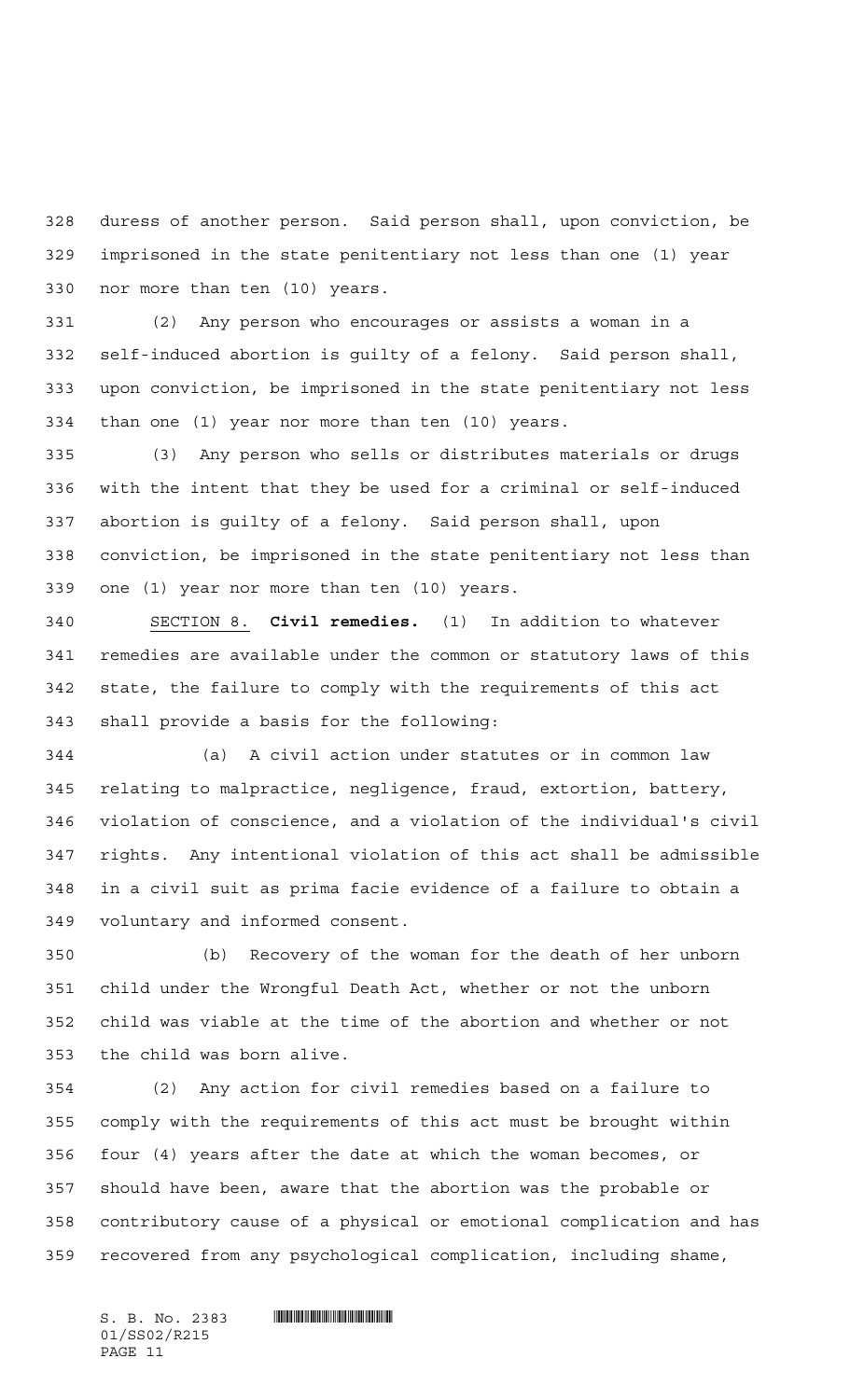duress of another person. Said person shall, upon conviction, be imprisoned in the state penitentiary not less than one (1) year nor more than ten (10) years.

(2) Any person who encourages or assists a woman in a self-induced abortion is guilty of a felony. Said person shall, upon conviction, be imprisoned in the state penitentiary not less than one (1) year nor more than ten (10) years.

(3) Any person who sells or distributes materials or drugs with the intent that they be used for a criminal or self-induced abortion is guilty of a felony. Said person shall, upon conviction, be imprisoned in the state penitentiary not less than one (1) year nor more than ten (10) years.

SECTION 8. **Civil remedies.** (1) In addition to whatever remedies are available under the common or statutory laws of this state, the failure to comply with the requirements of this act shall provide a basis for the following:

(a) A civil action under statutes or in common law relating to malpractice, negligence, fraud, extortion, battery, violation of conscience, and a violation of the individual's civil rights. Any intentional violation of this act shall be admissible in a civil suit as prima facie evidence of a failure to obtain a voluntary and informed consent.

(b) Recovery of the woman for the death of her unborn child under the Wrongful Death Act, whether or not the unborn child was viable at the time of the abortion and whether or not the child was born alive.

(2) Any action for civil remedies based on a failure to comply with the requirements of this act must be brought within four (4) years after the date at which the woman becomes, or should have been, aware that the abortion was the probable or contributory cause of a physical or emotional complication and has recovered from any psychological complication, including shame,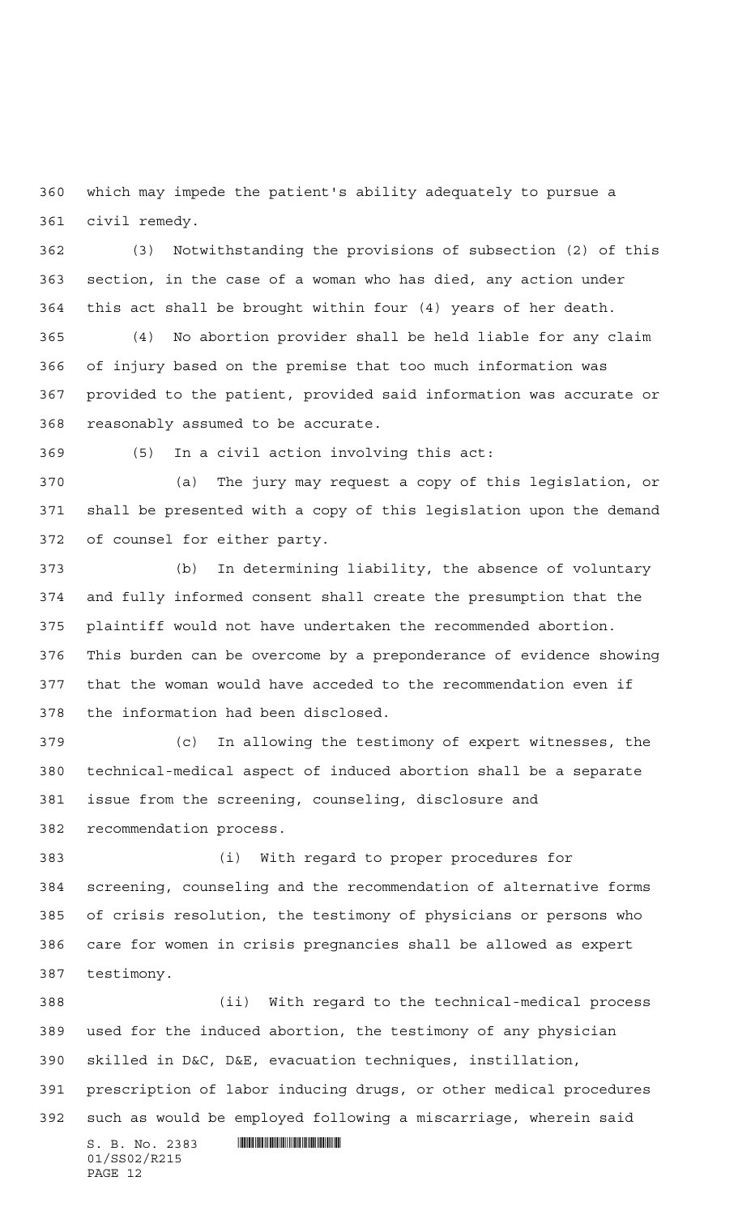which may impede the patient's ability adequately to pursue a civil remedy.

(3) Notwithstanding the provisions of subsection (2) of this section, in the case of a woman who has died, any action under this act shall be brought within four (4) years of her death.

(4) No abortion provider shall be held liable for any claim of injury based on the premise that too much information was provided to the patient, provided said information was accurate or reasonably assumed to be accurate.

(5) In a civil action involving this act:

(a) The jury may request a copy of this legislation, or shall be presented with a copy of this legislation upon the demand of counsel for either party.

(b) In determining liability, the absence of voluntary and fully informed consent shall create the presumption that the plaintiff would not have undertaken the recommended abortion. This burden can be overcome by a preponderance of evidence showing that the woman would have acceded to the recommendation even if the information had been disclosed.

(c) In allowing the testimony of expert witnesses, the technical-medical aspect of induced abortion shall be a separate issue from the screening, counseling, disclosure and recommendation process.

(i) With regard to proper procedures for screening, counseling and the recommendation of alternative forms of crisis resolution, the testimony of physicians or persons who care for women in crisis pregnancies shall be allowed as expert testimony.

(ii) With regard to the technical-medical process used for the induced abortion, the testimony of any physician skilled in D&C, D&E, evacuation techniques, instillation, prescription of labor inducing drugs, or other medical procedures such as would be employed following a miscarriage, wherein said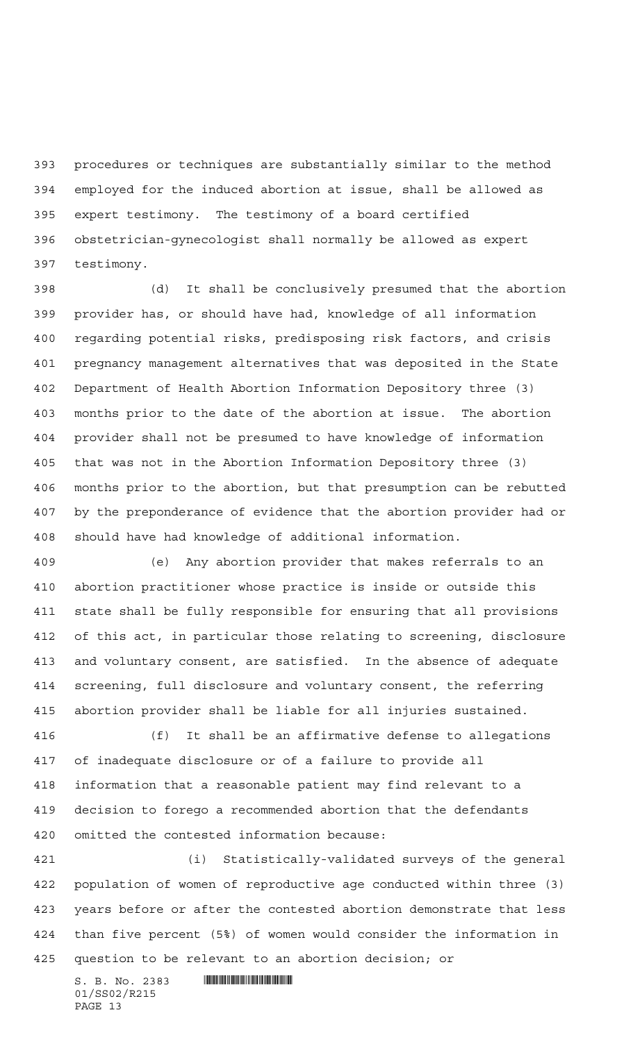procedures or techniques are substantially similar to the method employed for the induced abortion at issue, shall be allowed as expert testimony. The testimony of a board certified obstetrician-gynecologist shall normally be allowed as expert testimony.

(d) It shall be conclusively presumed that the abortion provider has, or should have had, knowledge of all information regarding potential risks, predisposing risk factors, and crisis pregnancy management alternatives that was deposited in the State Department of Health Abortion Information Depository three (3) months prior to the date of the abortion at issue. The abortion provider shall not be presumed to have knowledge of information that was not in the Abortion Information Depository three (3) months prior to the abortion, but that presumption can be rebutted by the preponderance of evidence that the abortion provider had or should have had knowledge of additional information.

(e) Any abortion provider that makes referrals to an abortion practitioner whose practice is inside or outside this state shall be fully responsible for ensuring that all provisions of this act, in particular those relating to screening, disclosure and voluntary consent, are satisfied. In the absence of adequate screening, full disclosure and voluntary consent, the referring abortion provider shall be liable for all injuries sustained.

(f) It shall be an affirmative defense to allegations of inadequate disclosure or of a failure to provide all information that a reasonable patient may find relevant to a decision to forego a recommended abortion that the defendants omitted the contested information because:

(i) Statistically-validated surveys of the general population of women of reproductive age conducted within three (3) years before or after the contested abortion demonstrate that less than five percent (5%) of women would consider the information in question to be relevant to an abortion decision; or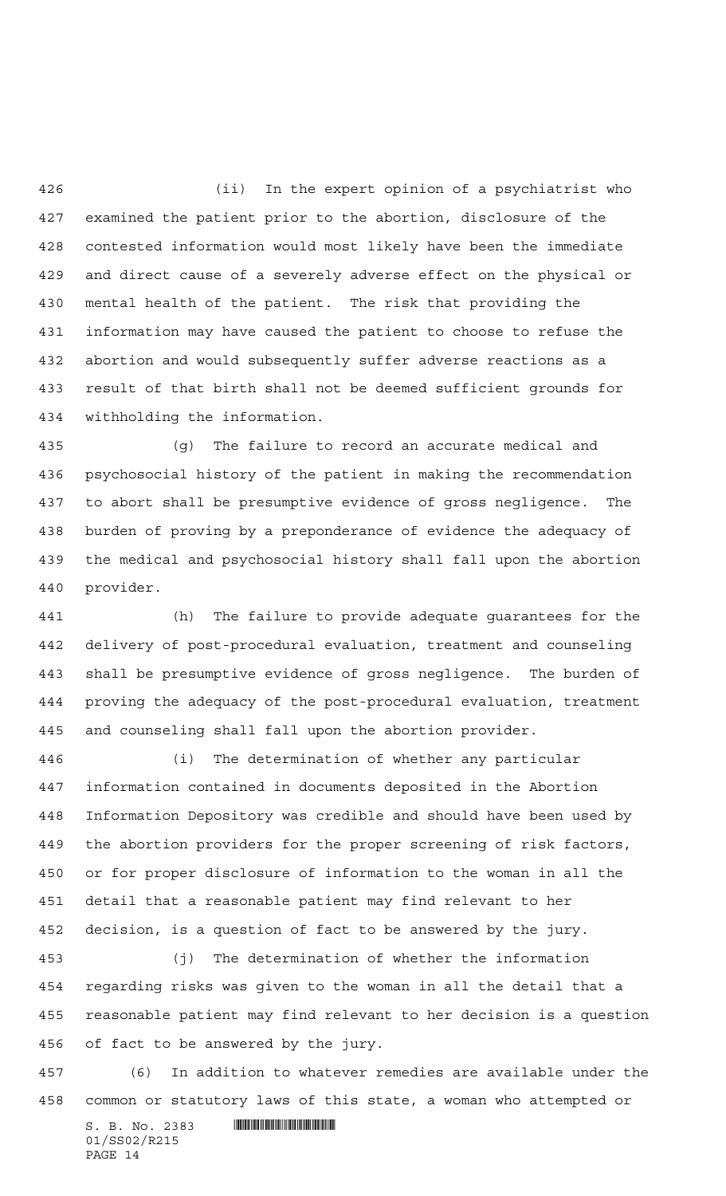(ii) In the expert opinion of a psychiatrist who examined the patient prior to the abortion, disclosure of the contested information would most likely have been the immediate and direct cause of a severely adverse effect on the physical or mental health of the patient. The risk that providing the information may have caused the patient to choose to refuse the abortion and would subsequently suffer adverse reactions as a result of that birth shall not be deemed sufficient grounds for withholding the information.

(g) The failure to record an accurate medical and psychosocial history of the patient in making the recommendation to abort shall be presumptive evidence of gross negligence. The burden of proving by a preponderance of evidence the adequacy of the medical and psychosocial history shall fall upon the abortion provider.

(h) The failure to provide adequate guarantees for the delivery of post-procedural evaluation, treatment and counseling shall be presumptive evidence of gross negligence. The burden of proving the adequacy of the post-procedural evaluation, treatment and counseling shall fall upon the abortion provider.

(i) The determination of whether any particular information contained in documents deposited in the Abortion Information Depository was credible and should have been used by the abortion providers for the proper screening of risk factors, or for proper disclosure of information to the woman in all the detail that a reasonable patient may find relevant to her decision, is a question of fact to be answered by the jury.

(j) The determination of whether the information regarding risks was given to the woman in all the detail that a reasonable patient may find relevant to her decision is a question of fact to be answered by the jury.

(6) In addition to whatever remedies are available under the common or statutory laws of this state, a woman who attempted or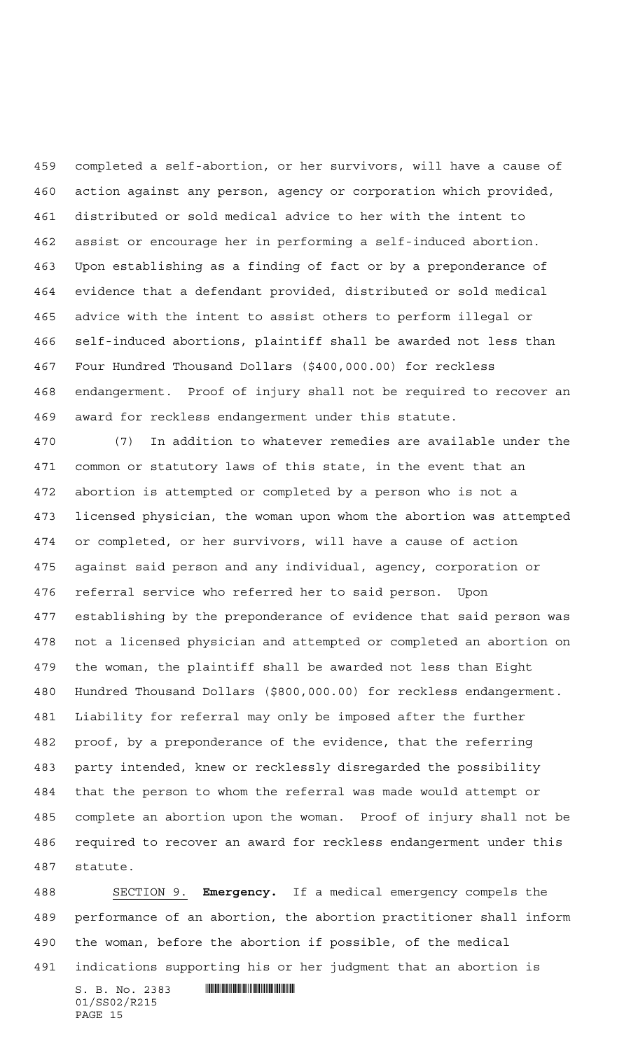completed a self-abortion, or her survivors, will have a cause of action against any person, agency or corporation which provided, distributed or sold medical advice to her with the intent to assist or encourage her in performing a self-induced abortion. Upon establishing as a finding of fact or by a preponderance of evidence that a defendant provided, distributed or sold medical advice with the intent to assist others to perform illegal or self-induced abortions, plaintiff shall be awarded not less than Four Hundred Thousand Dollars ($400,000.00) for reckless endangerment. Proof of injury shall not be required to recover an award for reckless endangerment under this statute.

(7) In addition to whatever remedies are available under the common or statutory laws of this state, in the event that an abortion is attempted or completed by a person who is not a licensed physician, the woman upon whom the abortion was attempted or completed, or her survivors, will have a cause of action against said person and any individual, agency, corporation or referral service who referred her to said person. Upon establishing by the preponderance of evidence that said person was not a licensed physician and attempted or completed an abortion on the woman, the plaintiff shall be awarded not less than Eight Hundred Thousand Dollars ($800,000.00) for reckless endangerment. Liability for referral may only be imposed after the further proof, by a preponderance of the evidence, that the referring party intended, knew or recklessly disregarded the possibility that the person to whom the referral was made would attempt or complete an abortion upon the woman. Proof of injury shall not be required to recover an award for reckless endangerment under this statute.

SECTION 9. **Emergency.** If a medical emergency compels the performance of an abortion, the abortion practitioner shall inform the woman, before the abortion if possible, of the medical indications supporting his or her judgment that an abortion is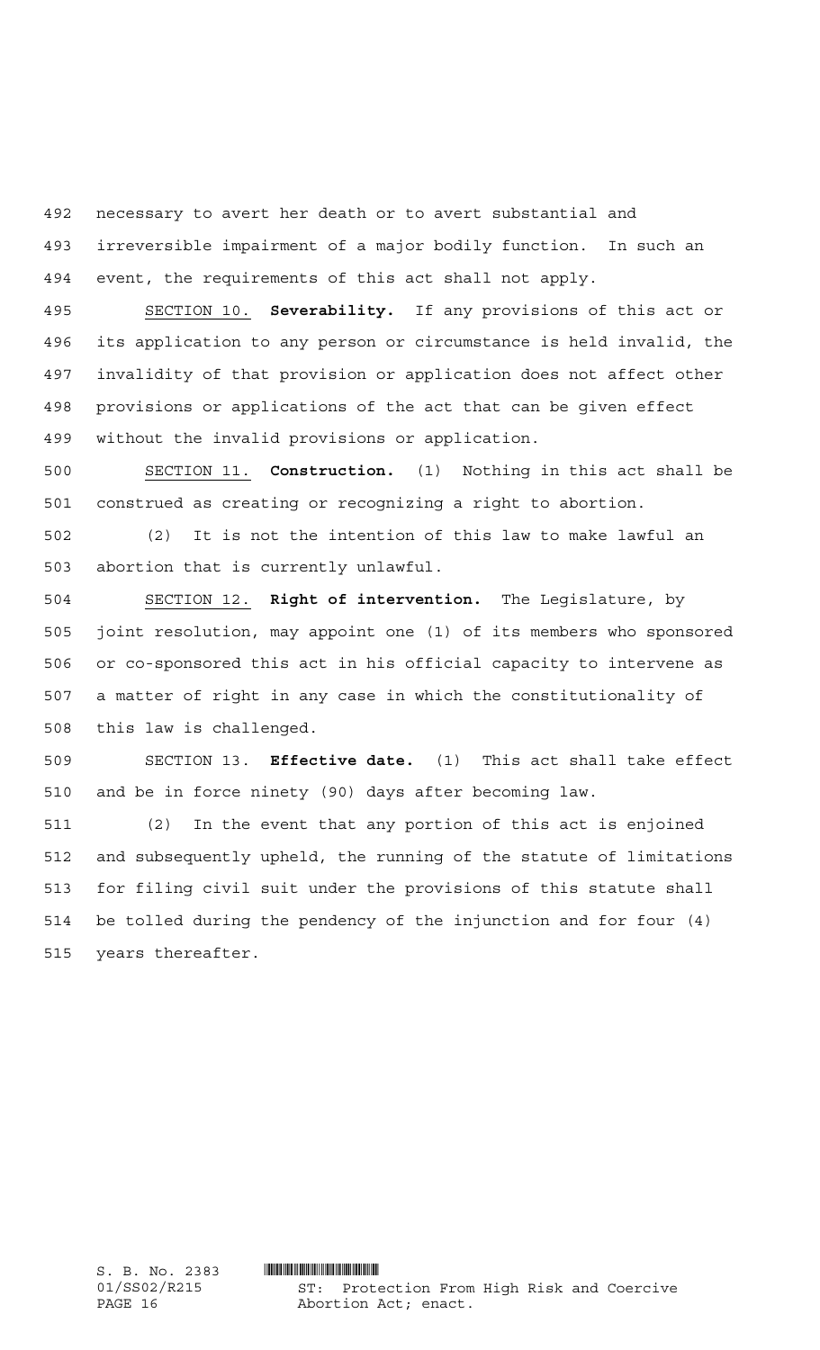necessary to avert her death or to avert substantial and irreversible impairment of a major bodily function. In such an event, the requirements of this act shall not apply.

SECTION 10. **Severability.** If any provisions of this act or its application to any person or circumstance is held invalid, the invalidity of that provision or application does not affect other provisions or applications of the act that can be given effect without the invalid provisions or application.

SECTION 11. **Construction.** (1) Nothing in this act shall be construed as creating or recognizing a right to abortion.

(2) It is not the intention of this law to make lawful an abortion that is currently unlawful.

SECTION 12. **Right of intervention.** The Legislature, by joint resolution, may appoint one (1) of its members who sponsored or co-sponsored this act in his official capacity to intervene as a matter of right in any case in which the constitutionality of this law is challenged.

SECTION 13. **Effective date.** (1) This act shall take effect and be in force ninety (90) days after becoming law.

(2) In the event that any portion of this act is enjoined and subsequently upheld, the running of the statute of limitations for filing civil suit under the provisions of this statute shall be tolled during the pendency of the injunction and for four (4) years thereafter.